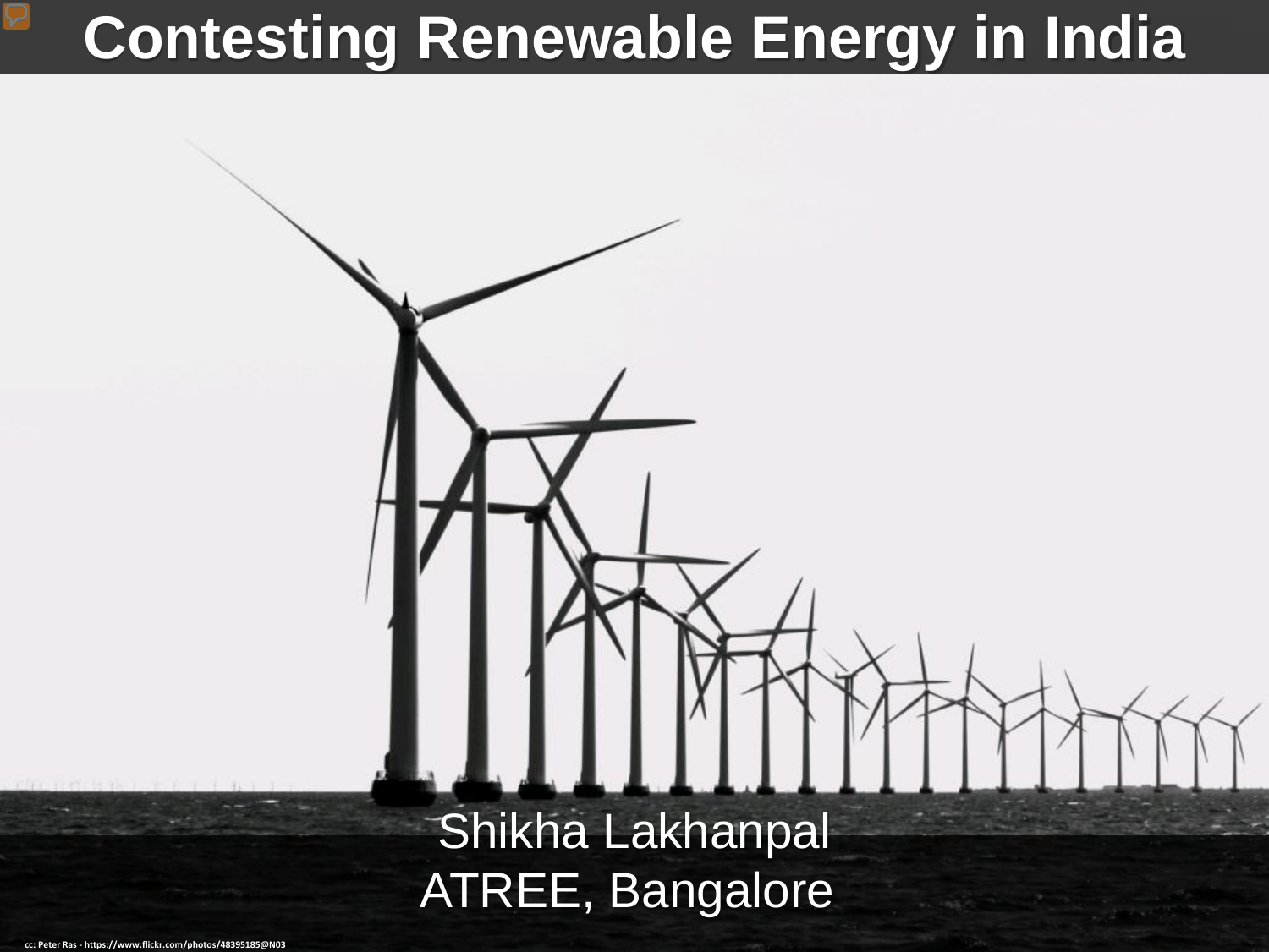# Contesting Renewable Energy in India

Shikha Lakhanpal
ATREE, Bangalore

cc: Peter Ras - https://www.flickr.com/photos/48395185@N03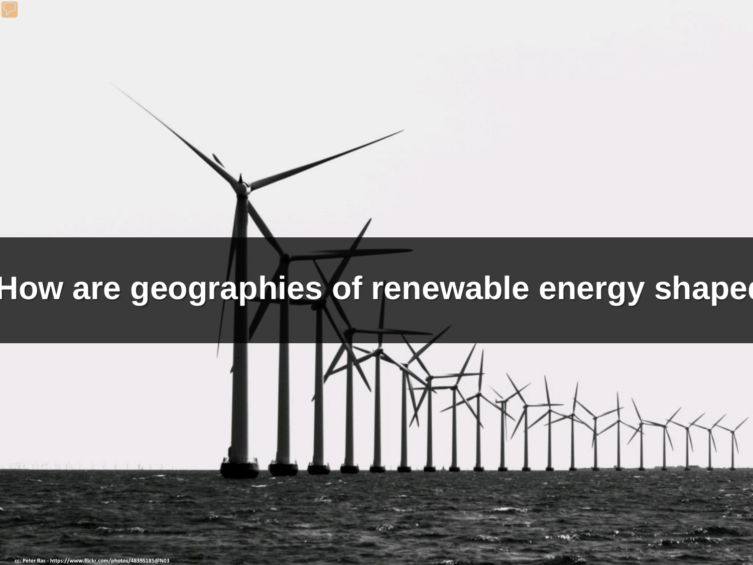# How are geographies of renewable energy shaped

cc: Peter Ras - https://www.flickr.com/photos/48395185@N03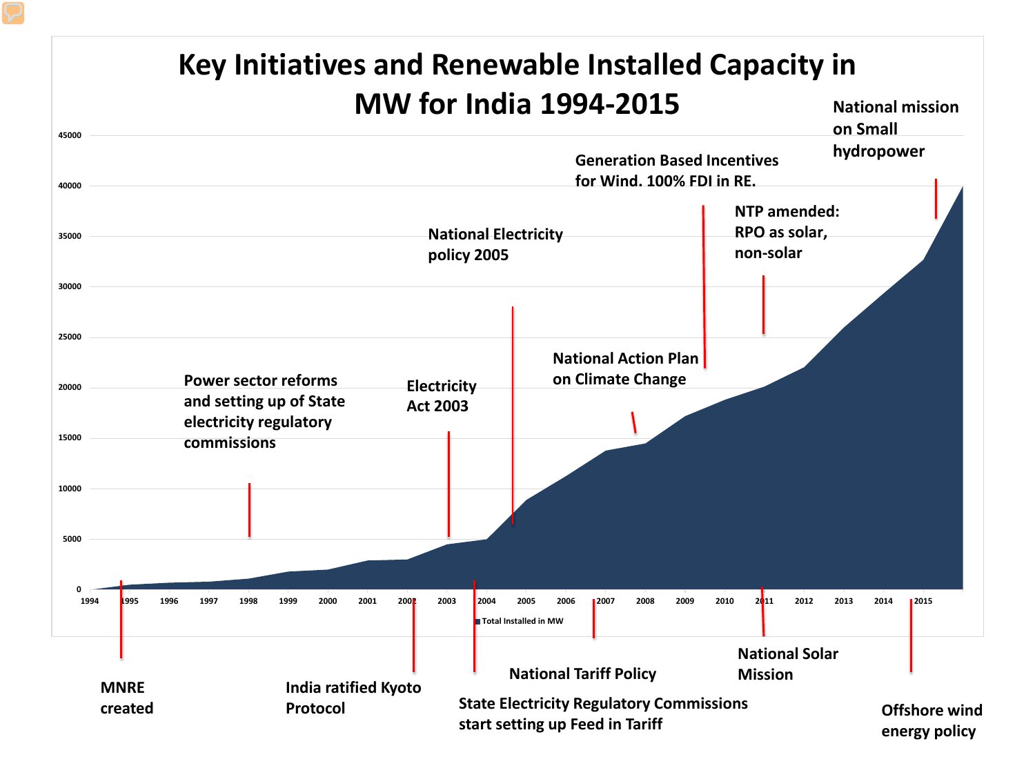# Key Initiatives and Renewable Installed Capacity in MW for India 1994-2015

45000
40000
35000
30000
25000
20000
15000
10000
5000
0

1994 1995 1996 1997 1998 1999 2000 2001 2002 2003 2004 2005 2006 2007 2008 2009 2010 2011 2012 2013 2014 2015

Total Installed in MW

MNRE created

Power sector reforms and setting up of State electricity regulatory commissions

India ratified Kyoto Protocol

Electricity Act 2003

State Electricity Regulatory Commissions start setting up Feed in Tariff

National Electricity policy 2005

National Tariff Policy

National Action Plan on Climate Change

Generation Based Incentives for Wind. 100% FDI in RE.

NTP amended: RPO as solar, non-solar

National Solar Mission

National mission on Small hydropower

Offshore wind energy policy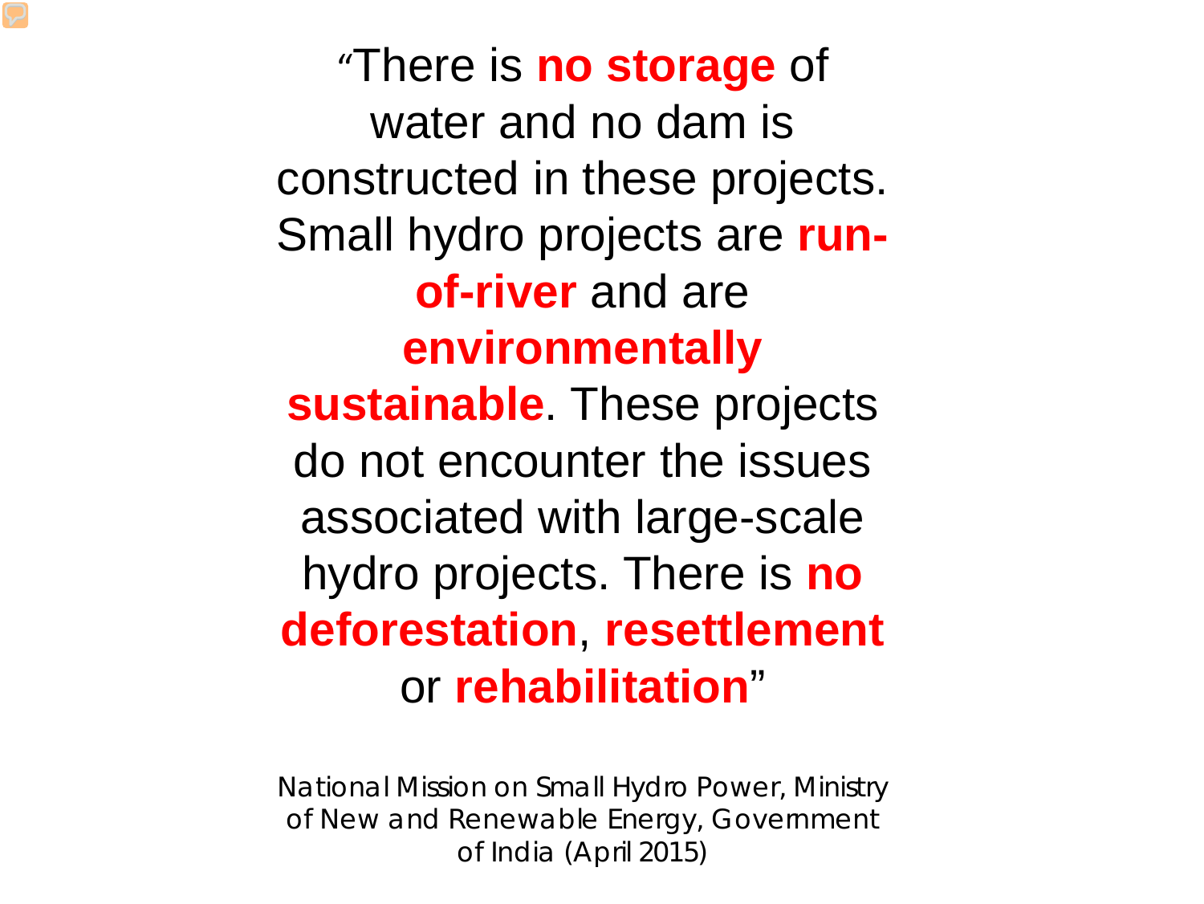"There is **no storage** of water and no dam is constructed in these projects. Small hydro projects are **run-of-river** and are **environmentally sustainable**. These projects do not encounter the issues associated with large-scale hydro projects. There is **no deforestation**, **resettlement** or **rehabilitation**"

National Mission on Small Hydro Power, Ministry of New and Renewable Energy, Government of India (April 2015)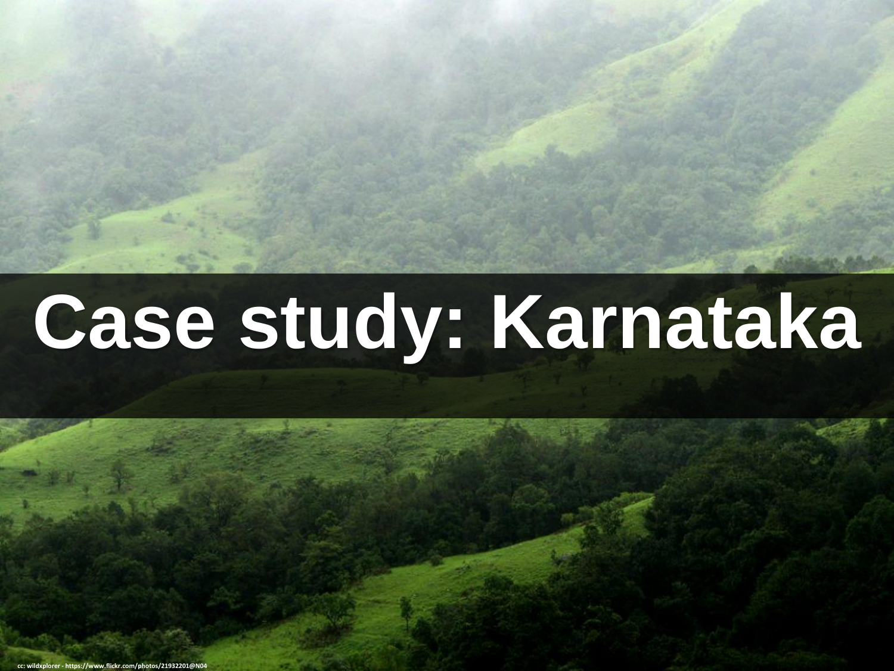# Case study: Karnataka

cc: wildxplorer - https://www.flickr.com/photos/21932201@N04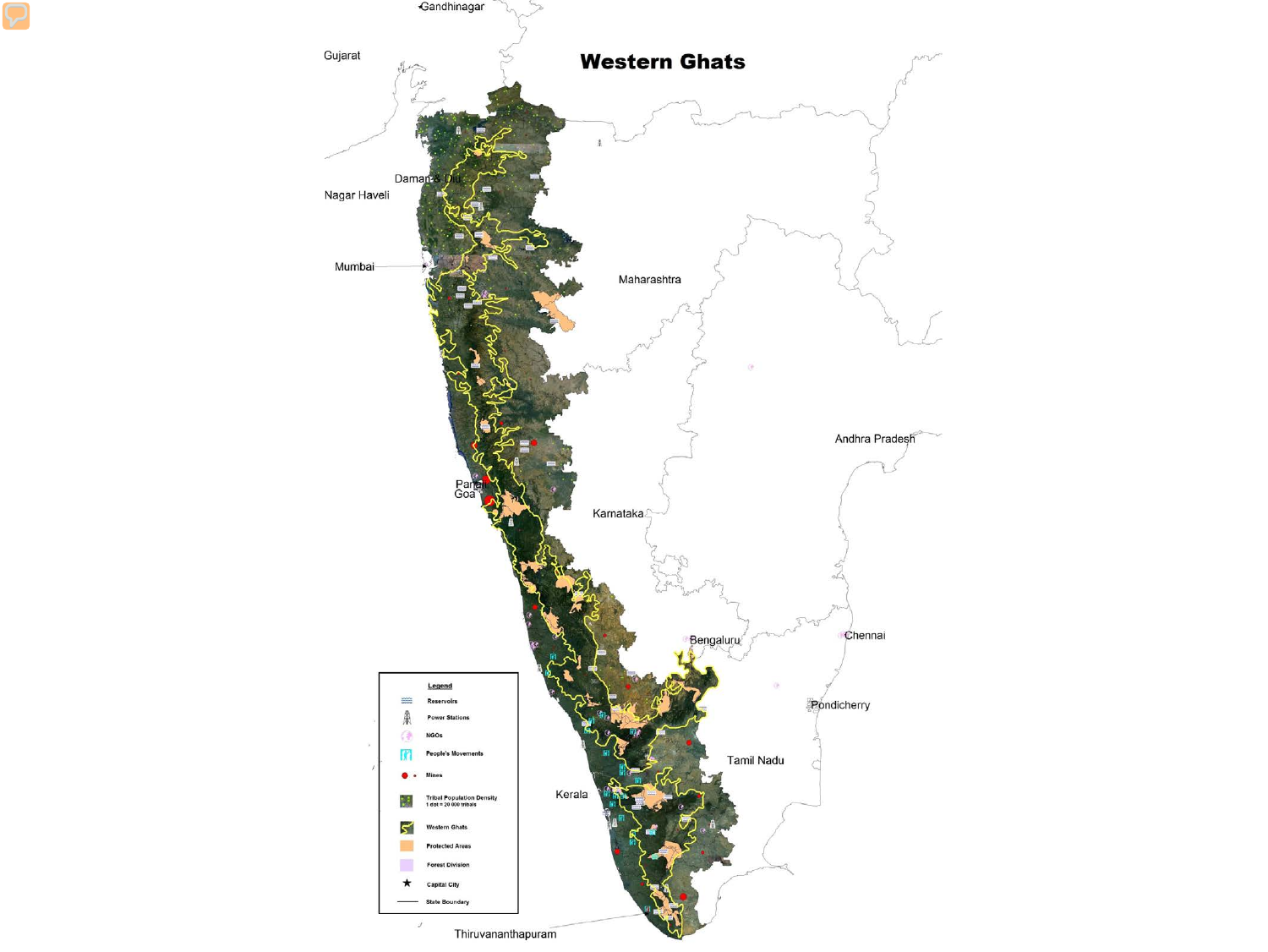# Western Ghats

Gandhinagar

Gujarat

Daman & Diu

Nagar Haveli

Mumbai

Maharashtra

Andhra Pradesh

Panaji
Goa

Karnataka

Bengaluru

Chennai

Pondicherry

Tamil Nadu

Kerala

Thiruvananthapuram

Legend

Reservoirs

Power Stations

NGOs

People's Movements

Mines

Tribal Population Density
1 dot = 20 000 tribals

Western Ghats

Protected Areas

Forest Division

Capital City

State Boundary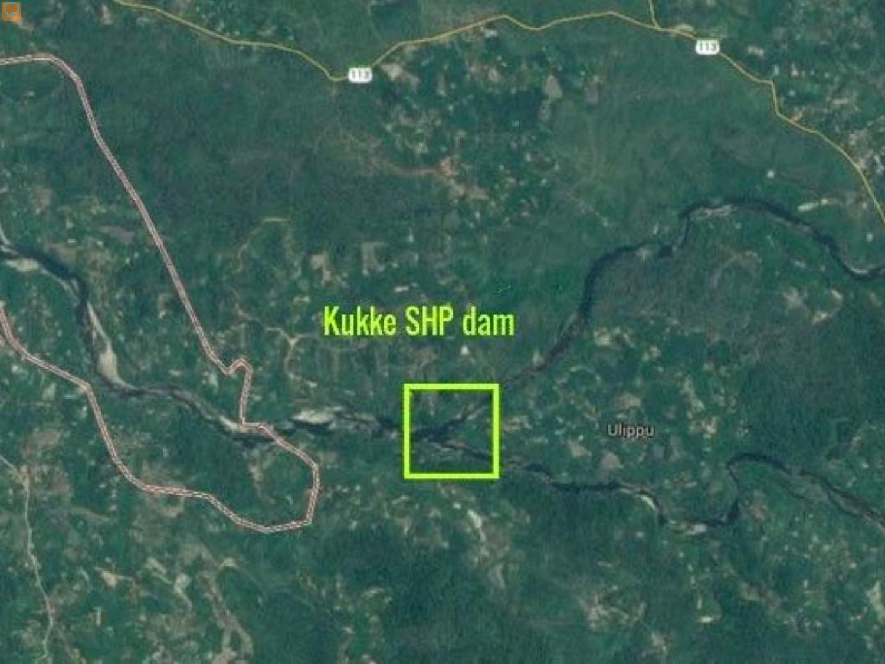Kukke SHP dam

Ulippu

113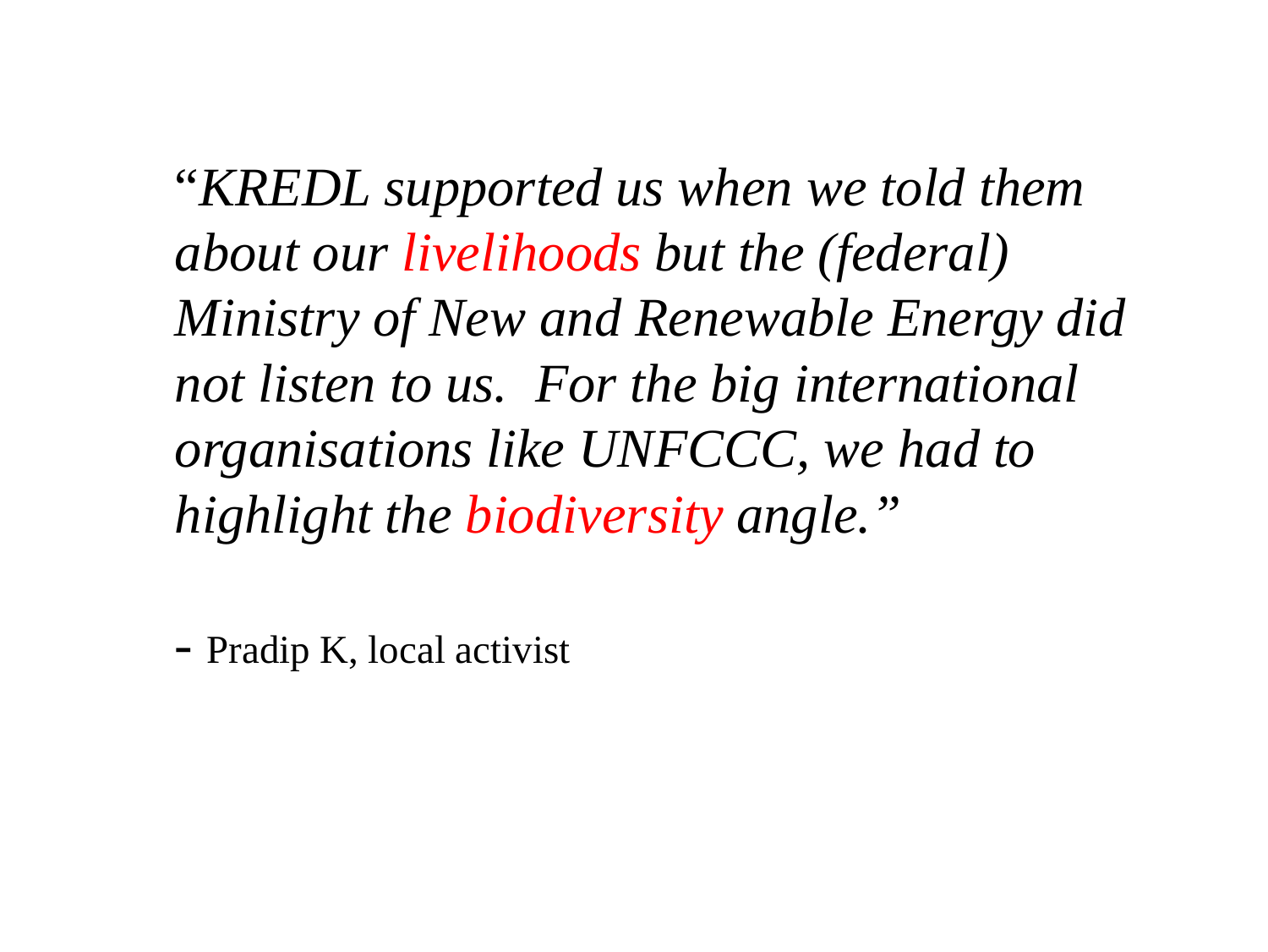*"KREDL supported us when we told them about our livelihoods but the (federal) Ministry of New and Renewable Energy did not listen to us. For the big international organisations like UNFCCC, we had to highlight the biodiversity angle."*

- Pradip K, local activist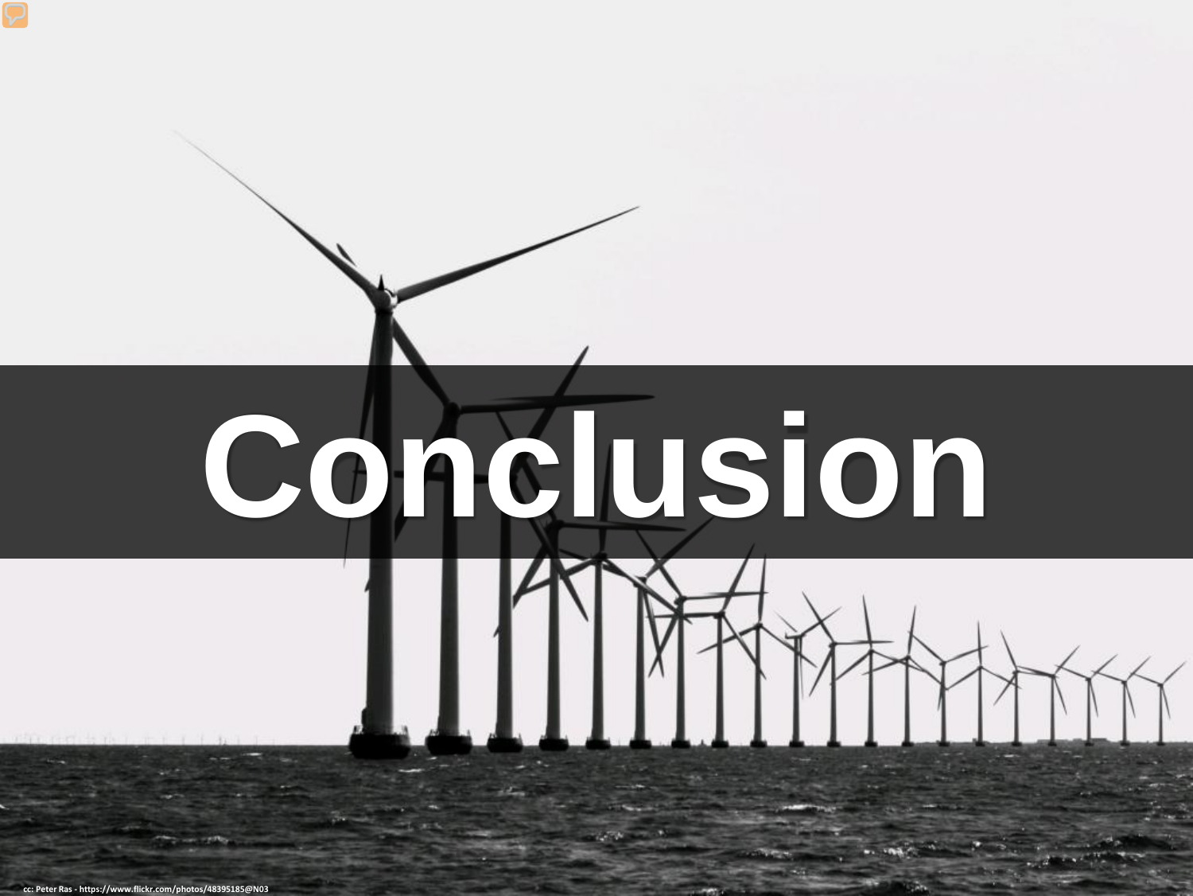# Conclusion

cc: Peter Ras - https://www.flickr.com/photos/48395185@N03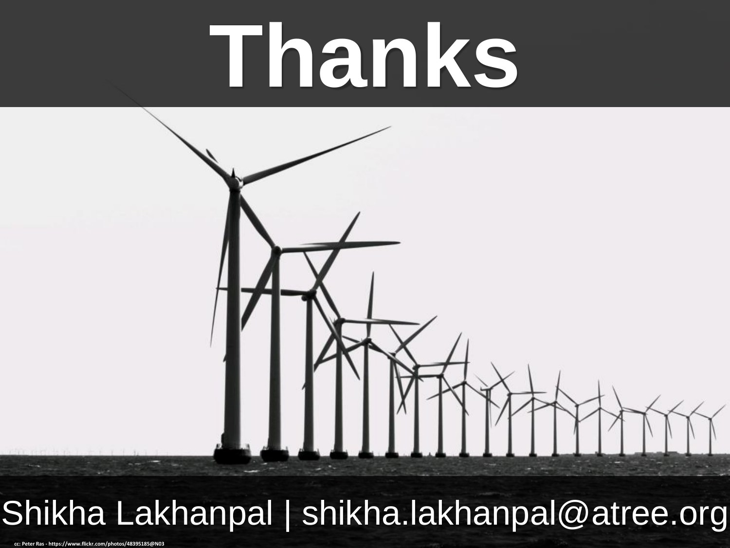# Thanks

Shikha Lakhanpal | shikha.lakhanpal@atree.org

cc: Peter Ras - https://www.flickr.com/photos/48395185@N03